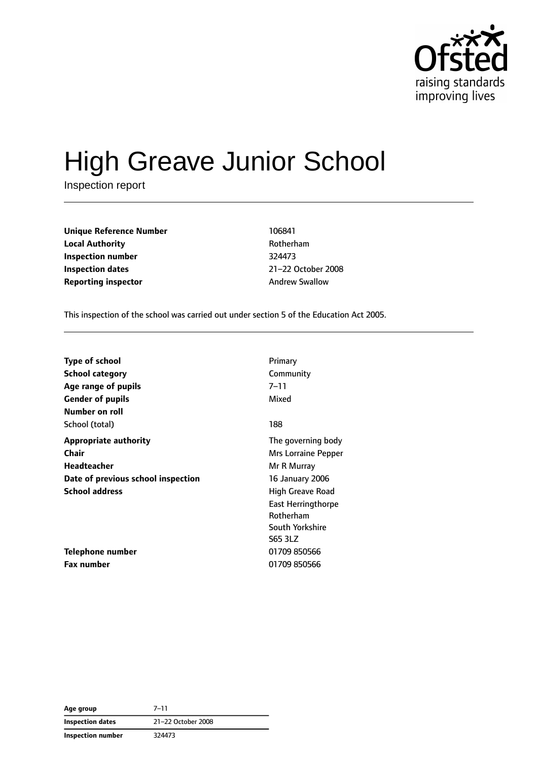Ofsted
raising standards
improving lives

# High Greave Junior School

Inspection report

| | |
|---|---|
| **Unique Reference Number** | 106841 |
| **Local Authority** | Rotherham |
| **Inspection number** | 324473 |
| **Inspection dates** | 21–22 October 2008 |
| **Reporting inspector** | Andrew Swallow |

This inspection of the school was carried out under section 5 of the Education Act 2005.

| | |
|---|---|
| **Type of school** | Primary |
| **School category** | Community |
| **Age range of pupils** | 7–11 |
| **Gender of pupils** | Mixed |
| **Number on roll** | |
| School (total) | 188 |
| **Appropriate authority** | The governing body |
| **Chair** | Mrs Lorraine Pepper |
| **Headteacher** | Mr R Murray |
| **Date of previous school inspection** | 16 January 2006 |
| **School address** | High Greave Road<br>East Herringthorpe<br>Rotherham<br>South Yorkshire<br>S65 3LZ |
| **Telephone number** | 01709 850566 |
| **Fax number** | 01709 850566 |

| | |
|---|---|
| **Age group** | 7–11 |
| **Inspection dates** | 21–22 October 2008 |
| **Inspection number** | 324473 |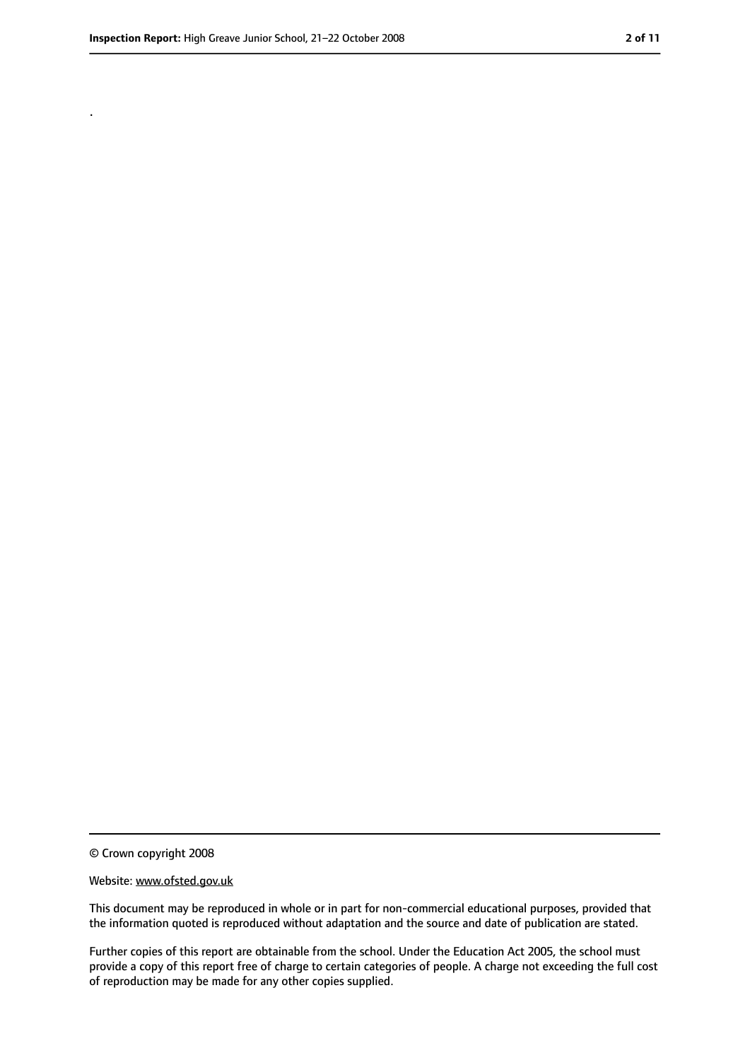.

© Crown copyright 2008

Website: www.ofsted.gov.uk

This document may be reproduced in whole or in part for non-commercial educational purposes, provided that the information quoted is reproduced without adaptation and the source and date of publication are stated.

Further copies of this report are obtainable from the school. Under the Education Act 2005, the school must provide a copy of this report free of charge to certain categories of people. A charge not exceeding the full cost of reproduction may be made for any other copies supplied.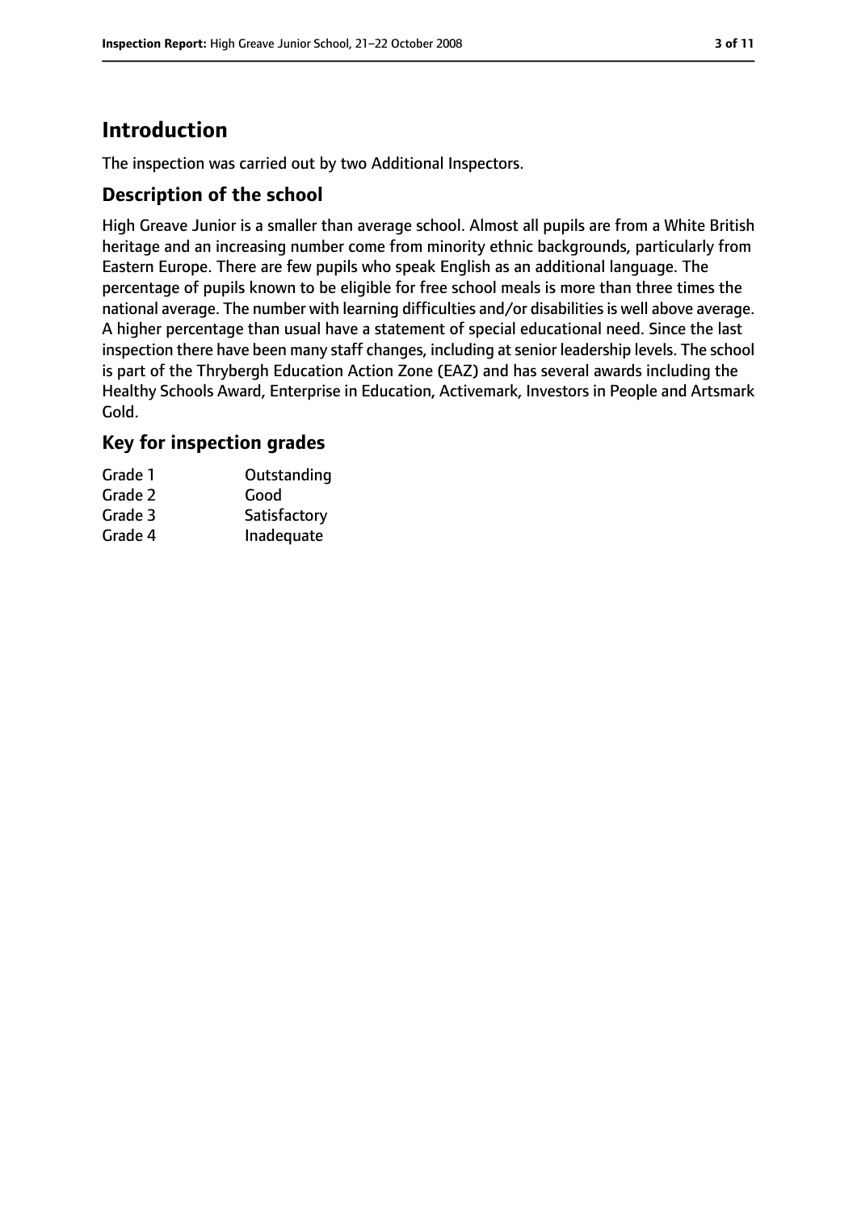# Introduction

The inspection was carried out by two Additional Inspectors.

## Description of the school

High Greave Junior is a smaller than average school. Almost all pupils are from a White British heritage and an increasing number come from minority ethnic backgrounds, particularly from Eastern Europe. There are few pupils who speak English as an additional language. The percentage of pupils known to be eligible for free school meals is more than three times the national average. The number with learning difficulties and/or disabilities is well above average. A higher percentage than usual have a statement of special educational need. Since the last inspection there have been many staff changes, including at senior leadership levels. The school is part of the Thrybergh Education Action Zone (EAZ) and has several awards including the Healthy Schools Award, Enterprise in Education, Activemark, Investors in People and Artsmark Gold.

## Key for inspection grades

| | |
|---|---|
| Grade 1 | Outstanding |
| Grade 2 | Good |
| Grade 3 | Satisfactory |
| Grade 4 | Inadequate |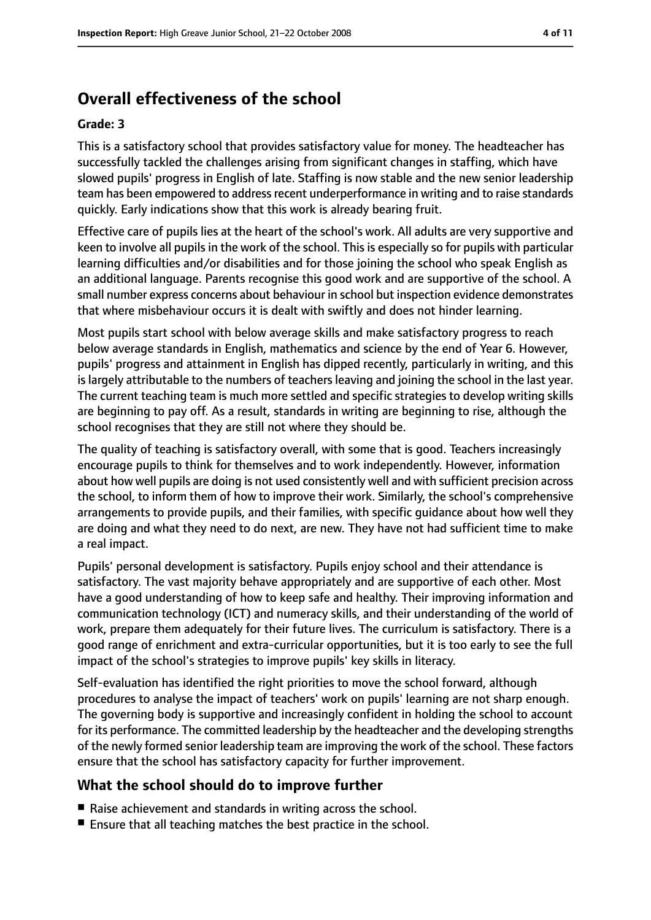# Overall effectiveness of the school

**Grade: 3**

This is a satisfactory school that provides satisfactory value for money. The headteacher has successfully tackled the challenges arising from significant changes in staffing, which have slowed pupils' progress in English of late. Staffing is now stable and the new senior leadership team has been empowered to address recent underperformance in writing and to raise standards quickly. Early indications show that this work is already bearing fruit.

Effective care of pupils lies at the heart of the school's work. All adults are very supportive and keen to involve all pupils in the work of the school. This is especially so for pupils with particular learning difficulties and/or disabilities and for those joining the school who speak English as an additional language. Parents recognise this good work and are supportive of the school. A small number express concerns about behaviour in school but inspection evidence demonstrates that where misbehaviour occurs it is dealt with swiftly and does not hinder learning.

Most pupils start school with below average skills and make satisfactory progress to reach below average standards in English, mathematics and science by the end of Year 6. However, pupils' progress and attainment in English has dipped recently, particularly in writing, and this is largely attributable to the numbers of teachers leaving and joining the school in the last year. The current teaching team is much more settled and specific strategies to develop writing skills are beginning to pay off. As a result, standards in writing are beginning to rise, although the school recognises that they are still not where they should be.

The quality of teaching is satisfactory overall, with some that is good. Teachers increasingly encourage pupils to think for themselves and to work independently. However, information about how well pupils are doing is not used consistently well and with sufficient precision across the school, to inform them of how to improve their work. Similarly, the school's comprehensive arrangements to provide pupils, and their families, with specific guidance about how well they are doing and what they need to do next, are new. They have not had sufficient time to make a real impact.

Pupils' personal development is satisfactory. Pupils enjoy school and their attendance is satisfactory. The vast majority behave appropriately and are supportive of each other. Most have a good understanding of how to keep safe and healthy. Their improving information and communication technology (ICT) and numeracy skills, and their understanding of the world of work, prepare them adequately for their future lives. The curriculum is satisfactory. There is a good range of enrichment and extra-curricular opportunities, but it is too early to see the full impact of the school's strategies to improve pupils' key skills in literacy.

Self-evaluation has identified the right priorities to move the school forward, although procedures to analyse the impact of teachers' work on pupils' learning are not sharp enough. The governing body is supportive and increasingly confident in holding the school to account for its performance. The committed leadership by the headteacher and the developing strengths of the newly formed senior leadership team are improving the work of the school. These factors ensure that the school has satisfactory capacity for further improvement.

## What the school should do to improve further

- Raise achievement and standards in writing across the school.
- Ensure that all teaching matches the best practice in the school.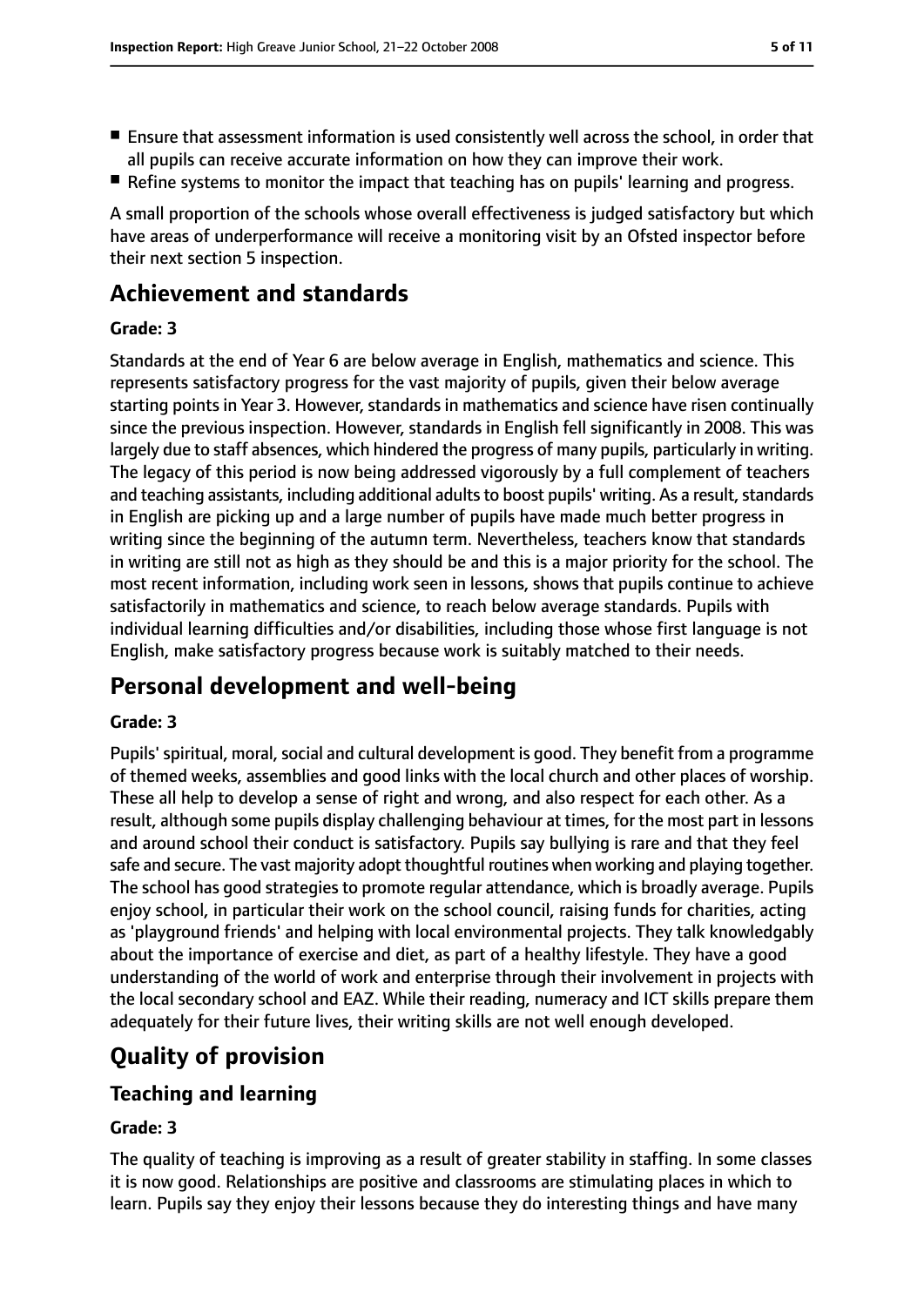- Ensure that assessment information is used consistently well across the school, in order that all pupils can receive accurate information on how they can improve their work.
- Refine systems to monitor the impact that teaching has on pupils' learning and progress.

A small proportion of the schools whose overall effectiveness is judged satisfactory but which have areas of underperformance will receive a monitoring visit by an Ofsted inspector before their next section 5 inspection.

# Achievement and standards

#### Grade: 3

Standards at the end of Year 6 are below average in English, mathematics and science. This represents satisfactory progress for the vast majority of pupils, given their below average starting points in Year 3. However, standards in mathematics and science have risen continually since the previous inspection. However, standards in English fell significantly in 2008. This was largely due to staff absences, which hindered the progress of many pupils, particularly in writing. The legacy of this period is now being addressed vigorously by a full complement of teachers and teaching assistants, including additional adults to boost pupils' writing. As a result, standards in English are picking up and a large number of pupils have made much better progress in writing since the beginning of the autumn term. Nevertheless, teachers know that standards in writing are still not as high as they should be and this is a major priority for the school. The most recent information, including work seen in lessons, shows that pupils continue to achieve satisfactorily in mathematics and science, to reach below average standards. Pupils with individual learning difficulties and/or disabilities, including those whose first language is not English, make satisfactory progress because work is suitably matched to their needs.

# Personal development and well-being

#### Grade: 3

Pupils' spiritual, moral, social and cultural development is good. They benefit from a programme of themed weeks, assemblies and good links with the local church and other places of worship. These all help to develop a sense of right and wrong, and also respect for each other. As a result, although some pupils display challenging behaviour at times, for the most part in lessons and around school their conduct is satisfactory. Pupils say bullying is rare and that they feel safe and secure. The vast majority adopt thoughtful routines when working and playing together. The school has good strategies to promote regular attendance, which is broadly average. Pupils enjoy school, in particular their work on the school council, raising funds for charities, acting as 'playground friends' and helping with local environmental projects. They talk knowledgably about the importance of exercise and diet, as part of a healthy lifestyle. They have a good understanding of the world of work and enterprise through their involvement in projects with the local secondary school and EAZ. While their reading, numeracy and ICT skills prepare them adequately for their future lives, their writing skills are not well enough developed.

# Quality of provision

## Teaching and learning

#### Grade: 3

The quality of teaching is improving as a result of greater stability in staffing. In some classes it is now good. Relationships are positive and classrooms are stimulating places in which to learn. Pupils say they enjoy their lessons because they do interesting things and have many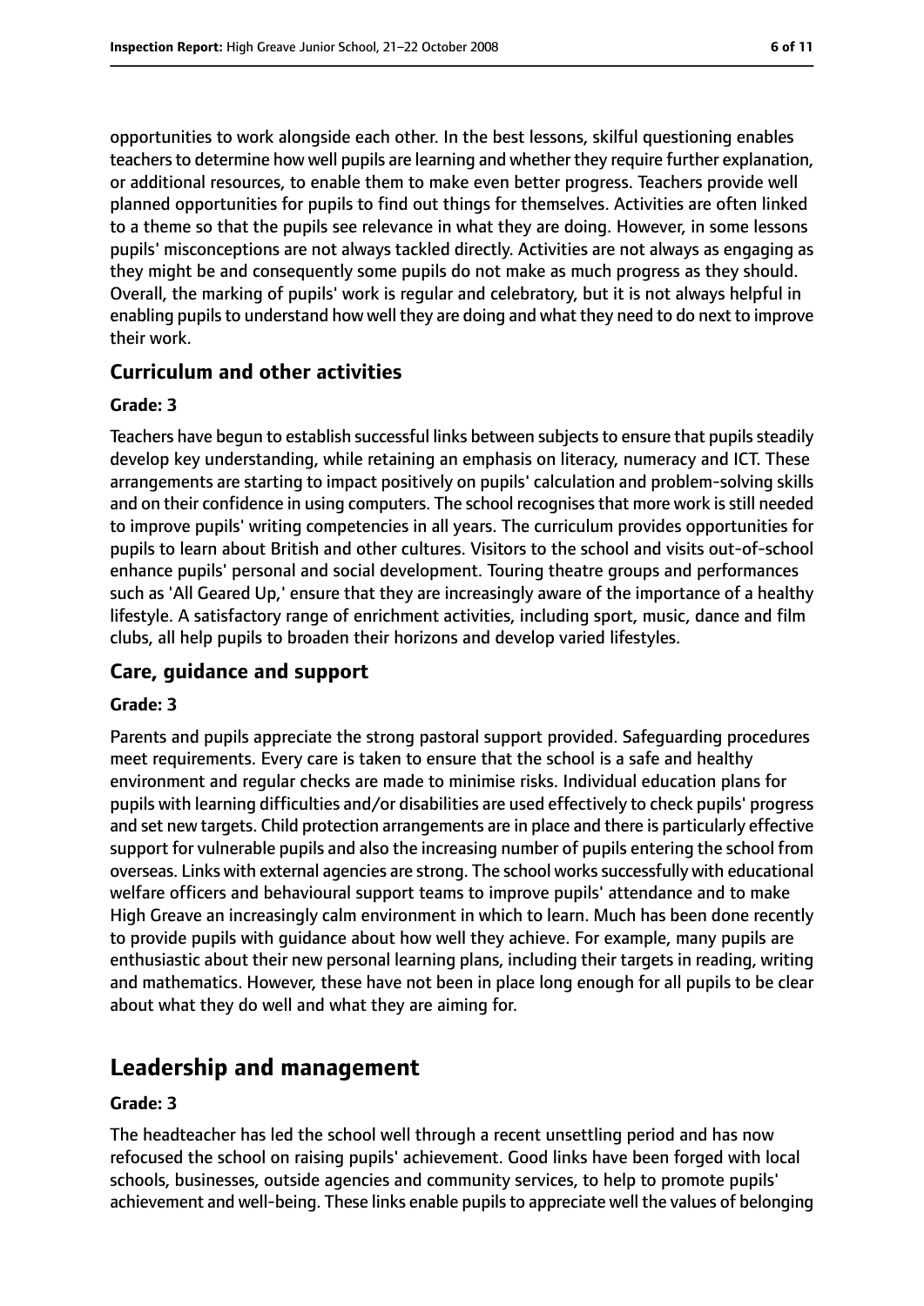opportunities to work alongside each other. In the best lessons, skilful questioning enables teachers to determine how well pupils are learning and whether they require further explanation, or additional resources, to enable them to make even better progress. Teachers provide well planned opportunities for pupils to find out things for themselves. Activities are often linked to a theme so that the pupils see relevance in what they are doing. However, in some lessons pupils' misconceptions are not always tackled directly. Activities are not always as engaging as they might be and consequently some pupils do not make as much progress as they should. Overall, the marking of pupils' work is regular and celebratory, but it is not always helpful in enabling pupils to understand how well they are doing and what they need to do next to improve their work.

### Curriculum and other activities

#### Grade: 3

Teachers have begun to establish successful links between subjects to ensure that pupils steadily develop key understanding, while retaining an emphasis on literacy, numeracy and ICT. These arrangements are starting to impact positively on pupils' calculation and problem-solving skills and on their confidence in using computers. The school recognises that more work is still needed to improve pupils' writing competencies in all years. The curriculum provides opportunities for pupils to learn about British and other cultures. Visitors to the school and visits out-of-school enhance pupils' personal and social development. Touring theatre groups and performances such as 'All Geared Up,' ensure that they are increasingly aware of the importance of a healthy lifestyle. A satisfactory range of enrichment activities, including sport, music, dance and film clubs, all help pupils to broaden their horizons and develop varied lifestyles.

### Care, guidance and support

#### Grade: 3

Parents and pupils appreciate the strong pastoral support provided. Safeguarding procedures meet requirements. Every care is taken to ensure that the school is a safe and healthy environment and regular checks are made to minimise risks. Individual education plans for pupils with learning difficulties and/or disabilities are used effectively to check pupils' progress and set new targets. Child protection arrangements are in place and there is particularly effective support for vulnerable pupils and also the increasing number of pupils entering the school from overseas. Links with external agencies are strong. The school works successfully with educational welfare officers and behavioural support teams to improve pupils' attendance and to make High Greave an increasingly calm environment in which to learn. Much has been done recently to provide pupils with guidance about how well they achieve. For example, many pupils are enthusiastic about their new personal learning plans, including their targets in reading, writing and mathematics. However, these have not been in place long enough for all pupils to be clear about what they do well and what they are aiming for.

## Leadership and management

#### Grade: 3

The headteacher has led the school well through a recent unsettling period and has now refocused the school on raising pupils' achievement. Good links have been forged with local schools, businesses, outside agencies and community services, to help to promote pupils' achievement and well-being. These links enable pupils to appreciate well the values of belonging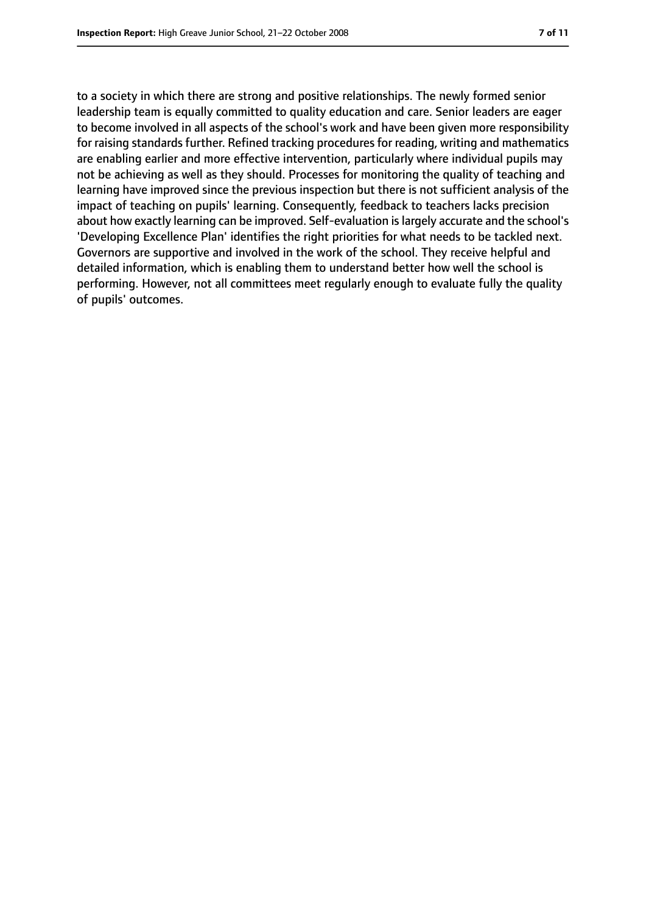to a society in which there are strong and positive relationships. The newly formed senior leadership team is equally committed to quality education and care. Senior leaders are eager to become involved in all aspects of the school's work and have been given more responsibility for raising standards further. Refined tracking procedures for reading, writing and mathematics are enabling earlier and more effective intervention, particularly where individual pupils may not be achieving as well as they should. Processes for monitoring the quality of teaching and learning have improved since the previous inspection but there is not sufficient analysis of the impact of teaching on pupils' learning. Consequently, feedback to teachers lacks precision about how exactly learning can be improved. Self-evaluation is largely accurate and the school's 'Developing Excellence Plan' identifies the right priorities for what needs to be tackled next. Governors are supportive and involved in the work of the school. They receive helpful and detailed information, which is enabling them to understand better how well the school is performing. However, not all committees meet regularly enough to evaluate fully the quality of pupils' outcomes.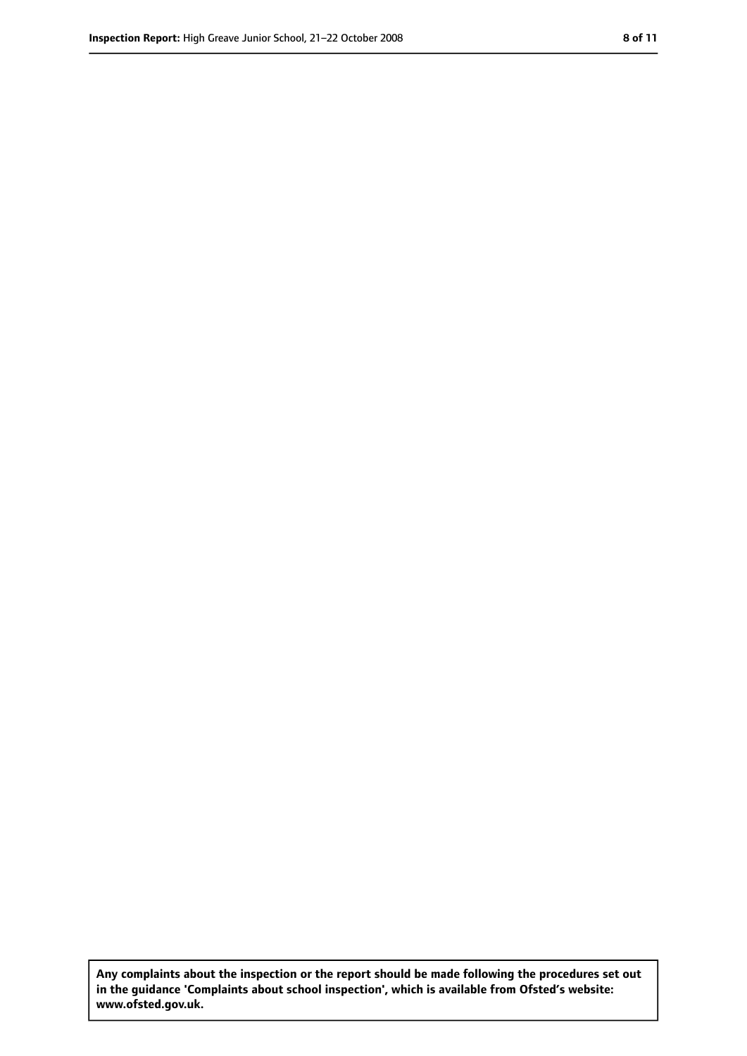**Any complaints about the inspection or the report should be made following the procedures set out in the guidance 'Complaints about school inspection', which is available from Ofsted's website: www.ofsted.gov.uk.**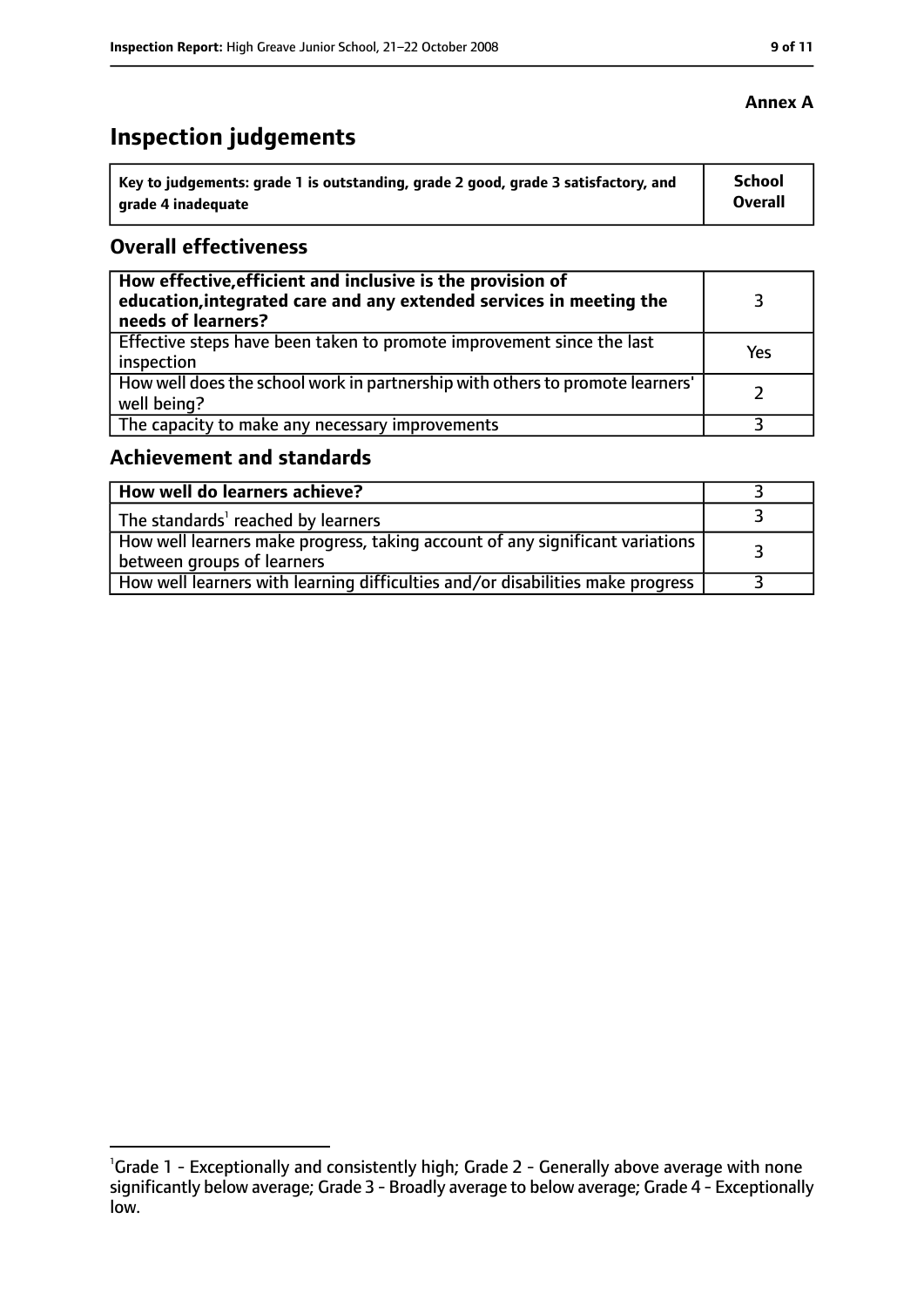**Annex A**

# Inspection judgements

| Key to judgements: grade 1 is outstanding, grade 2 good, grade 3 satisfactory, and grade 4 inadequate | School Overall |
|---|---|

## Overall effectiveness

| | |
|---|---|
| **How effective, efficient and inclusive is the provision of education, integrated care and any extended services in meeting the needs of learners?** | 3 |
| Effective steps have been taken to promote improvement since the last inspection | Yes |
| How well does the school work in partnership with others to promote learners' well being? | 2 |
| The capacity to make any necessary improvements | 3 |

## Achievement and standards

| | |
|---|---|
| **How well do learners achieve?** | 3 |
| The standards[1] reached by learners | 3 |
| How well learners make progress, taking account of any significant variations between groups of learners | 3 |
| How well learners with learning difficulties and/or disabilities make progress | 3 |

[1]Grade 1 - Exceptionally and consistently high; Grade 2 - Generally above average with none significantly below average; Grade 3 - Broadly average to below average; Grade 4 - Exceptionally low.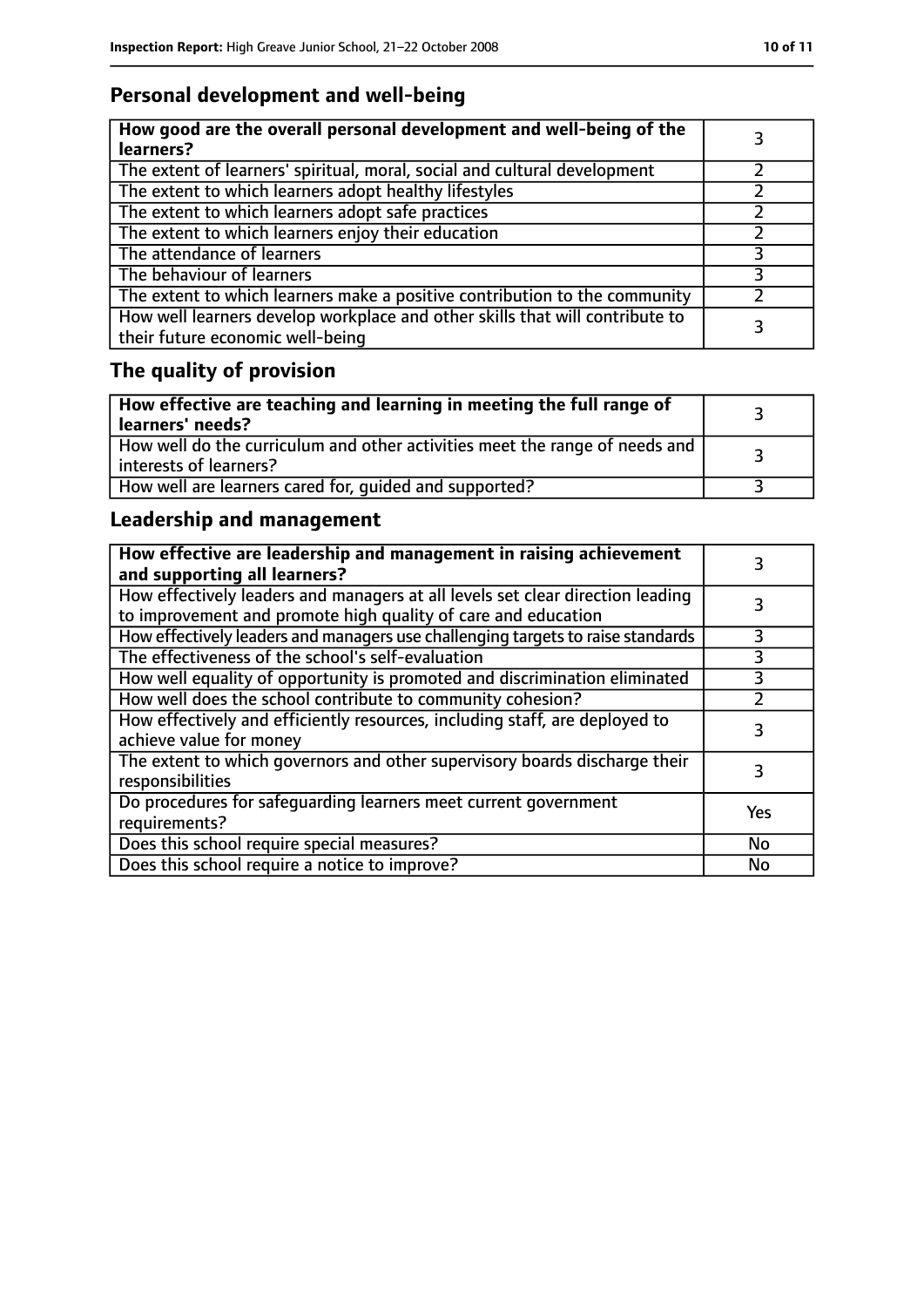## Personal development and well-being

| How good are the overall personal development and well-being of the learners? | 3 |
|---|---|
| The extent of learners' spiritual, moral, social and cultural development | 2 |
| The extent to which learners adopt healthy lifestyles | 2 |
| The extent to which learners adopt safe practices | 2 |
| The extent to which learners enjoy their education | 2 |
| The attendance of learners | 3 |
| The behaviour of learners | 3 |
| The extent to which learners make a positive contribution to the community | 2 |
| How well learners develop workplace and other skills that will contribute to their future economic well-being | 3 |

## The quality of provision

| How effective are teaching and learning in meeting the full range of learners' needs? | 3 |
|---|---|
| How well do the curriculum and other activities meet the range of needs and interests of learners? | 3 |
| How well are learners cared for, guided and supported? | 3 |

## Leadership and management

| How effective are leadership and management in raising achievement and supporting all learners? | 3 |
|---|---|
| How effectively leaders and managers at all levels set clear direction leading to improvement and promote high quality of care and education | 3 |
| How effectively leaders and managers use challenging targets to raise standards | 3 |
| The effectiveness of the school's self-evaluation | 3 |
| How well equality of opportunity is promoted and discrimination eliminated | 3 |
| How well does the school contribute to community cohesion? | 2 |
| How effectively and efficiently resources, including staff, are deployed to achieve value for money | 3 |
| The extent to which governors and other supervisory boards discharge their responsibilities | 3 |
| Do procedures for safeguarding learners meet current government requirements? | Yes |
| Does this school require special measures? | No |
| Does this school require a notice to improve? | No |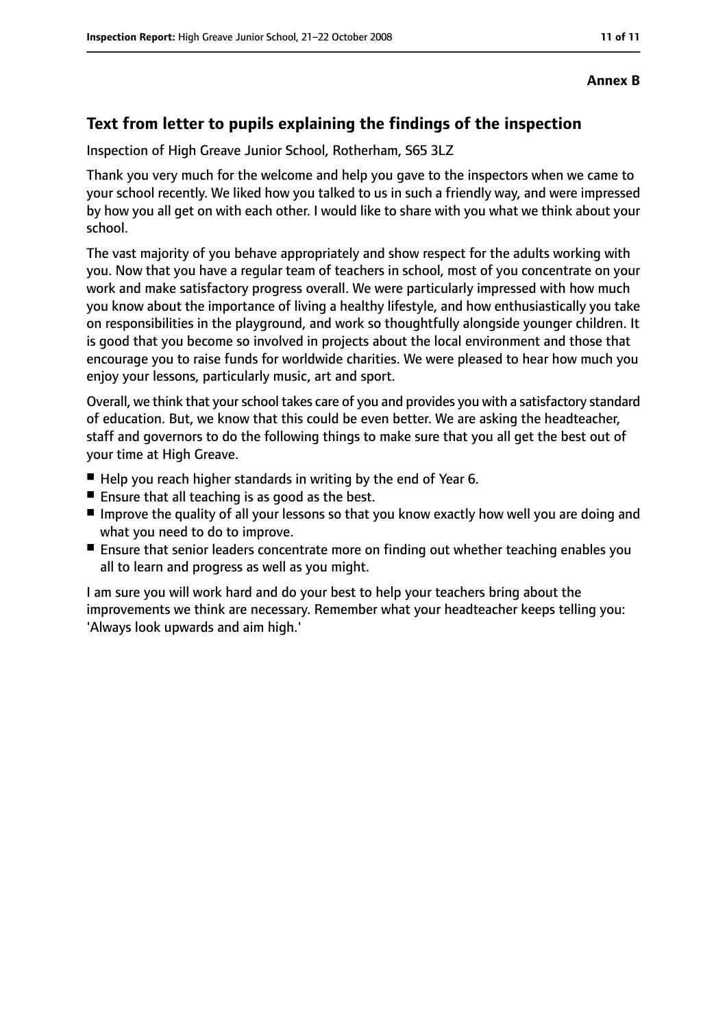**Annex B**

## Text from letter to pupils explaining the findings of the inspection

Inspection of High Greave Junior School, Rotherham, S65 3LZ

Thank you very much for the welcome and help you gave to the inspectors when we came to your school recently. We liked how you talked to us in such a friendly way, and were impressed by how you all get on with each other. I would like to share with you what we think about your school.

The vast majority of you behave appropriately and show respect for the adults working with you. Now that you have a regular team of teachers in school, most of you concentrate on your work and make satisfactory progress overall. We were particularly impressed with how much you know about the importance of living a healthy lifestyle, and how enthusiastically you take on responsibilities in the playground, and work so thoughtfully alongside younger children. It is good that you become so involved in projects about the local environment and those that encourage you to raise funds for worldwide charities. We were pleased to hear how much you enjoy your lessons, particularly music, art and sport.

Overall, we think that your school takes care of you and provides you with a satisfactory standard of education. But, we know that this could be even better. We are asking the headteacher, staff and governors to do the following things to make sure that you all get the best out of your time at High Greave.

- Help you reach higher standards in writing by the end of Year 6.
- Ensure that all teaching is as good as the best.
- Improve the quality of all your lessons so that you know exactly how well you are doing and what you need to do to improve.
- Ensure that senior leaders concentrate more on finding out whether teaching enables you all to learn and progress as well as you might.

I am sure you will work hard and do your best to help your teachers bring about the improvements we think are necessary. Remember what your headteacher keeps telling you: 'Always look upwards and aim high.'